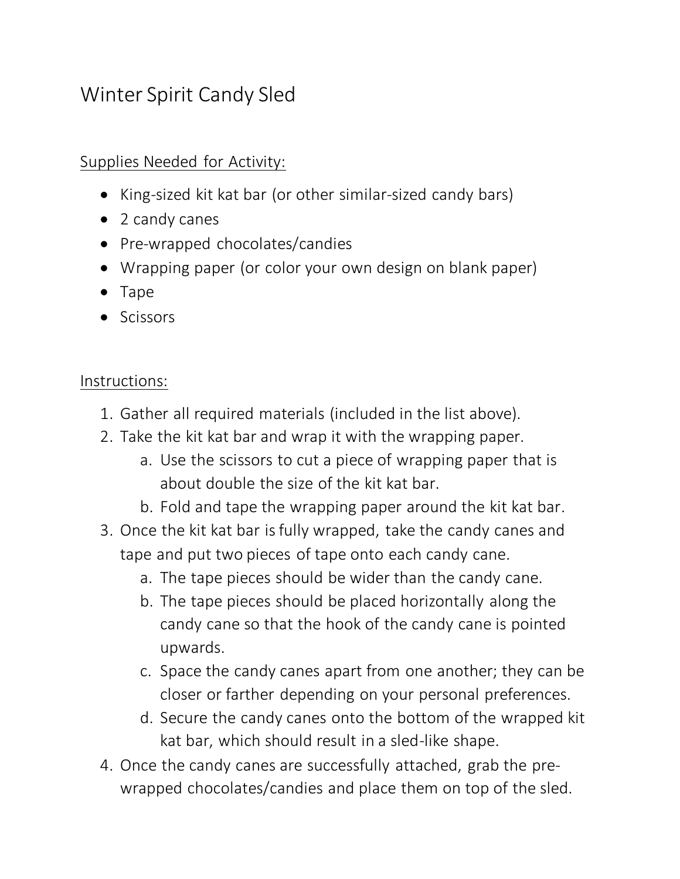# Winter Spirit Candy Sled

## Supplies Needed for Activity:

- King-sized kit kat bar (or other similar-sized candy bars)
- 2 candy canes
- Pre-wrapped chocolates/candies
- Wrapping paper (or color your own design on blank paper)
- Tape
- Scissors

## Instructions:

1. Gather all required materials (included in the list above).
2. Take the kit kat bar and wrap it with the wrapping paper.
    a. Use the scissors to cut a piece of wrapping paper that is about double the size of the kit kat bar.
    b. Fold and tape the wrapping paper around the kit kat bar.
3. Once the kit kat bar is fully wrapped, take the candy canes and tape and put two pieces of tape onto each candy cane.
    a. The tape pieces should be wider than the candy cane.
    b. The tape pieces should be placed horizontally along the candy cane so that the hook of the candy cane is pointed upwards.
    c. Space the candy canes apart from one another; they can be closer or farther depending on your personal preferences.
    d. Secure the candy canes onto the bottom of the wrapped kit kat bar, which should result in a sled-like shape.
4. Once the candy canes are successfully attached, grab the pre-wrapped chocolates/candies and place them on top of the sled.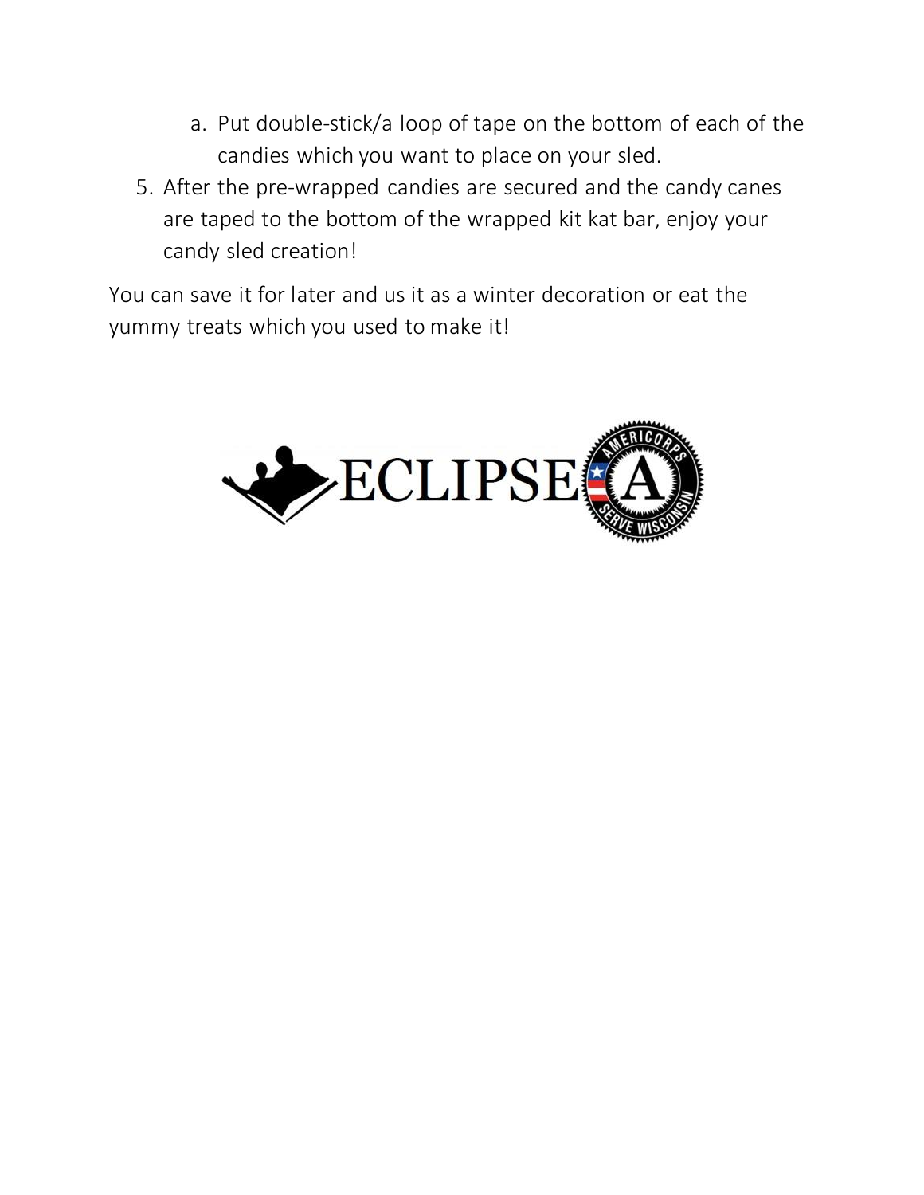a. Put double-stick/a loop of tape on the bottom of each of the candies which you want to place on your sled.

5. After the pre-wrapped candies are secured and the candy canes are taped to the bottom of the wrapped kit kat bar, enjoy your candy sled creation!

You can save it for later and us it as a winter decoration or eat the yummy treats which you used to make it!